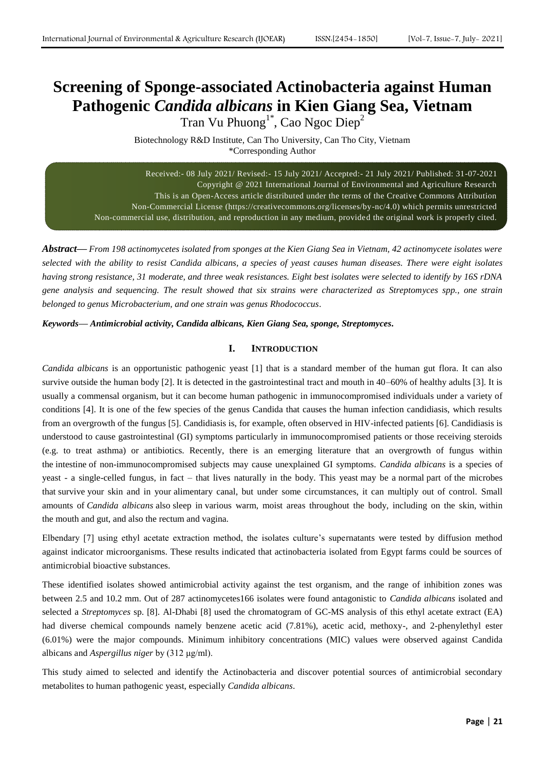# Screening of Sponge-associated Actinobacteria against Human Pathogenic *Candida albicans* in Kien Giang Sea, Vietnam

Tran Vu Phuong[1*], Cao Ngoc Diep[2]

Biotechnology R&D Institute, Can Tho University, Can Tho City, Vietnam
*Corresponding Author

Received:- 08 July 2021/ Revised:- 15 July 2021/ Accepted:- 21 July 2021/ Published: 31-07-2021
Copyright @ 2021 International Journal of Environmental and Agriculture Research
This is an Open-Access article distributed under the terms of the Creative Commons Attribution Non-Commercial License (https://creativecommons.org/licenses/by-nc/4.0) which permits unrestricted Non-commercial use, distribution, and reproduction in any medium, provided the original work is properly cited.

***Abstract*— *From 198 actinomycetes isolated from sponges at the Kien Giang Sea in Vietnam, 42 actinomycete isolates were selected with the ability to resist Candida albicans, a species of yeast causes human diseases. There were eight isolates having strong resistance, 31 moderate, and three weak resistances. Eight best isolates were selected to identify by 16S rDNA gene analysis and sequencing. The result showed that six strains were characterized as Streptomyces spp., one strain belonged to genus Microbacterium, and one strain was genus Rhodococcus.***

***Keywords*— *Antimicrobial activity, Candida albicans, Kien Giang Sea, sponge, Streptomyces.***

## I. INTRODUCTION

*Candida albicans* is an opportunistic pathogenic yeast [1] that is a standard member of the human gut flora. It can also survive outside the human body [2]. It is detected in the gastrointestinal tract and mouth in 40–60% of healthy adults [3]. It is usually a commensal organism, but it can become human pathogenic in immunocompromised individuals under a variety of conditions [4]. It is one of the few species of the genus Candida that causes the human infection candidiasis, which results from an overgrowth of the fungus [5]. Candidiasis is, for example, often observed in HIV-infected patients [6]. Candidiasis is understood to cause gastrointestinal (GI) symptoms particularly in immunocompromised patients or those receiving steroids (e.g. to treat asthma) or antibiotics. Recently, there is an emerging literature that an overgrowth of fungus within the intestine of non-immunocompromised subjects may cause unexplained GI symptoms. *Candida albicans* is a species of yeast - a single-celled fungus, in fact – that lives naturally in the body. This yeast may be a normal part of the microbes that survive your skin and in your alimentary canal, but under some circumstances, it can multiply out of control. Small amounts of *Candida albicans* also sleep in various warm, moist areas throughout the body, including on the skin, within the mouth and gut, and also the rectum and vagina.

Elbendary [7] using ethyl acetate extraction method, the isolates culture's supernatants were tested by diffusion method against indicator microorganisms. These results indicated that actinobacteria isolated from Egypt farms could be sources of antimicrobial bioactive substances.

These identified isolates showed antimicrobial activity against the test organism, and the range of inhibition zones was between 2.5 and 10.2 mm. Out of 287 actinomycetes166 isolates were found antagonistic to *Candida albicans* isolated and selected a *Streptomyces* sp. [8]. Al-Dhabi [8] used the chromatogram of GC-MS analysis of this ethyl acetate extract (EA) had diverse chemical compounds namely benzene acetic acid (7.81%), acetic acid, methoxy-, and 2-phenylethyl ester (6.01%) were the major compounds. Minimum inhibitory concentrations (MIC) values were observed against Candida albicans and *Aspergillus niger* by (312 μg/ml).

This study aimed to selected and identify the Actinobacteria and discover potential sources of antimicrobial secondary metabolites to human pathogenic yeast, especially *Candida albicans*.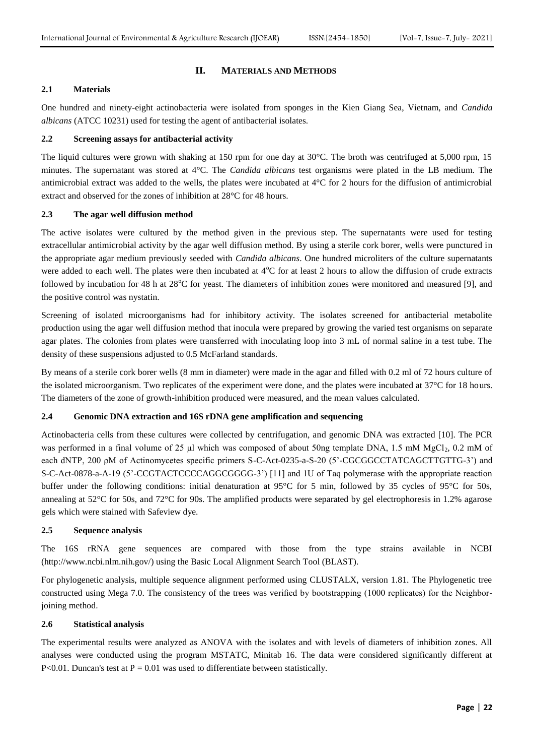## II. MATERIALS AND METHODS

### 2.1 Materials

One hundred and ninety-eight actinobacteria were isolated from sponges in the Kien Giang Sea, Vietnam, and *Candida albicans* (ATCC 10231) used for testing the agent of antibacterial isolates.

### 2.2 Screening assays for antibacterial activity

The liquid cultures were grown with shaking at 150 rpm for one day at 30°C. The broth was centrifuged at 5,000 rpm, 15 minutes. The supernatant was stored at 4°C. The *Candida albicans* test organisms were plated in the LB medium. The antimicrobial extract was added to the wells, the plates were incubated at 4°C for 2 hours for the diffusion of antimicrobial extract and observed for the zones of inhibition at 28°C for 48 hours.

### 2.3 The agar well diffusion method

The active isolates were cultured by the method given in the previous step. The supernatants were used for testing extracellular antimicrobial activity by the agar well diffusion method. By using a sterile cork borer, wells were punctured in the appropriate agar medium previously seeded with *Candida albicans*. One hundred microliters of the culture supernatants were added to each well. The plates were then incubated at 4°C for at least 2 hours to allow the diffusion of crude extracts followed by incubation for 48 h at 28°C for yeast. The diameters of inhibition zones were monitored and measured [9], and the positive control was nystatin.

Screening of isolated microorganisms had for inhibitory activity. The isolates screened for antibacterial metabolite production using the agar well diffusion method that inocula were prepared by growing the varied test organisms on separate agar plates. The colonies from plates were transferred with inoculating loop into 3 mL of normal saline in a test tube. The density of these suspensions adjusted to 0.5 McFarland standards.

By means of a sterile cork borer wells (8 mm in diameter) were made in the agar and filled with 0.2 ml of 72 hours culture of the isolated microorganism. Two replicates of the experiment were done, and the plates were incubated at 37°C for 18 hours. The diameters of the zone of growth-inhibition produced were measured, and the mean values calculated.

### 2.4 Genomic DNA extraction and 16S rDNA gene amplification and sequencing

Actinobacteria cells from these cultures were collected by centrifugation, and genomic DNA was extracted [10]. The PCR was performed in a final volume of 25 μl which was composed of about 50ng template DNA, 1.5 mM $MgCl_2$, 0.2 mM of each dNTP, 200 ρM of Actinomycetes specific primers S-C-Act-0235-a-S-20 (5'-CGCGGCCTATCAGCTTGTTG-3') and S-C-Act-0878-a-A-19 (5'-CCGTACTCCCCAGGCGGGG-3') [11] and 1U of Taq polymerase with the appropriate reaction buffer under the following conditions: initial denaturation at 95°C for 5 min, followed by 35 cycles of 95°C for 50s, annealing at 52°C for 50s, and 72°C for 90s. The amplified products were separated by gel electrophoresis in 1.2% agarose gels which were stained with Safeview dye.

### 2.5 Sequence analysis

The 16S rRNA gene sequences are compared with those from the type strains available in NCBI (http://www.ncbi.nlm.nih.gov/) using the Basic Local Alignment Search Tool (BLAST).

For phylogenetic analysis, multiple sequence alignment performed using CLUSTALX, version 1.81. The Phylogenetic tree constructed using Mega 7.0. The consistency of the trees was verified by bootstrapping (1000 replicates) for the Neighbor-joining method.

### 2.6 Statistical analysis

The experimental results were analyzed as ANOVA with the isolates and with levels of diameters of inhibition zones. All analyses were conducted using the program MSTATC, Minitab 16. The data were considered significantly different at $P<0.01$. Duncan's test at $P = 0.01$ was used to differentiate between statistically.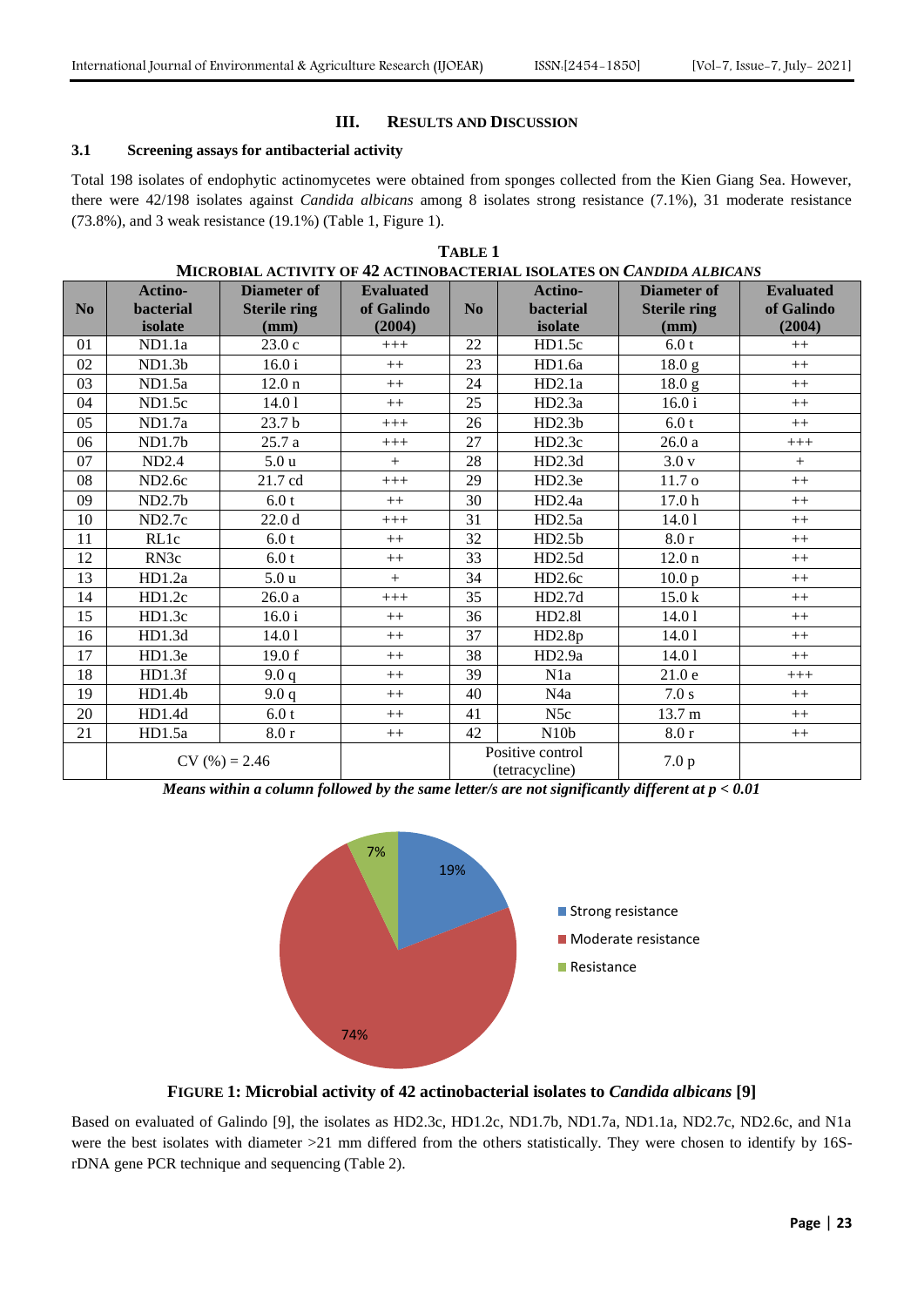## III. RESULTS AND DISCUSSION

### 3.1 Screening assays for antibacterial activity

Total 198 isolates of endophytic actinomycetes were obtained from sponges collected from the Kien Giang Sea. However, there were 42/198 isolates against *Candida albicans* among 8 isolates strong resistance (7.1%), 31 moderate resistance (73.8%), and 3 weak resistance (19.1%) (Table 1, Figure 1).

**TABLE 1**
**MICROBIAL ACTIVITY OF 42 ACTINOBACTERIAL ISOLATES ON *CANDIDA ALBICANS***

| No | Actino-bacterial isolate | Diameter of Sterile ring (mm) | Evaluated of Galindo (2004) | No | Actino-bacterial isolate | Diameter of Sterile ring (mm) | Evaluated of Galindo (2004) |
|---|---|---|---|---|---|---|---|
| 01 | ND1.1a | 23.0 c | +++ | 22 | HD1.5c | 6.0 t | ++ |
| 02 | ND1.3b | 16.0 i | ++ | 23 | HD1.6a | 18.0 g | ++ |
| 03 | ND1.5a | 12.0 n | ++ | 24 | HD2.1a | 18.0 g | ++ |
| 04 | ND1.5c | 14.0 l | ++ | 25 | HD2.3a | 16.0 i | ++ |
| 05 | ND1.7a | 23.7 b | +++ | 26 | HD2.3b | 6.0 t | ++ |
| 06 | ND1.7b | 25.7 a | +++ | 27 | HD2.3c | 26.0 a | +++ |
| 07 | ND2.4 | 5.0 u | + | 28 | HD2.3d | 3.0 v | + |
| 08 | ND2.6c | 21.7 cd | +++ | 29 | HD2.3e | 11.7 o | ++ |
| 09 | ND2.7b | 6.0 t | ++ | 30 | HD2.4a | 17.0 h | ++ |
| 10 | ND2.7c | 22.0 d | +++ | 31 | HD2.5a | 14.0 l | ++ |
| 11 | RL1c | 6.0 t | ++ | 32 | HD2.5b | 8.0 r | ++ |
| 12 | RN3c | 6.0 t | ++ | 33 | HD2.5d | 12.0 n | ++ |
| 13 | HD1.2a | 5.0 u | + | 34 | HD2.6c | 10.0 p | ++ |
| 14 | HD1.2c | 26.0 a | +++ | 35 | HD2.7d | 15.0 k | ++ |
| 15 | HD1.3c | 16.0 i | ++ | 36 | HD2.8l | 14.0 l | ++ |
| 16 | HD1.3d | 14.0 l | ++ | 37 | HD2.8p | 14.0 l | ++ |
| 17 | HD1.3e | 19.0 f | ++ | 38 | HD2.9a | 14.0 l | ++ |
| 18 | HD1.3f | 9.0 q | ++ | 39 | N1a | 21.0 e | +++ |
| 19 | HD1.4b | 9.0 q | ++ | 40 | N4a | 7.0 s | ++ |
| 20 | HD1.4d | 6.0 t | ++ | 41 | N5c | 13.7 m | ++ |
| 21 | HD1.5a | 8.0 r | ++ | 42 | N10b | 8.0 r | ++ |
| | CV (%) = 2.46 | | | Positive control (tetracycline) | | 7.0 p | |

***Means within a column followed by the same letter/s are not significantly different at $p < 0.01$***

**FIGURE 1: Microbial activity of 42 actinobacterial isolates to *Candida albicans* [9]**

Based on evaluated of Galindo [9], the isolates as HD2.3c, HD1.2c, ND1.7b, ND1.7a, ND1.1a, ND2.7c, ND2.6c, and N1a were the best isolates with diameter >21 mm differed from the others statistically. They were chosen to identify by 16S-rDNA gene PCR technique and sequencing (Table 2).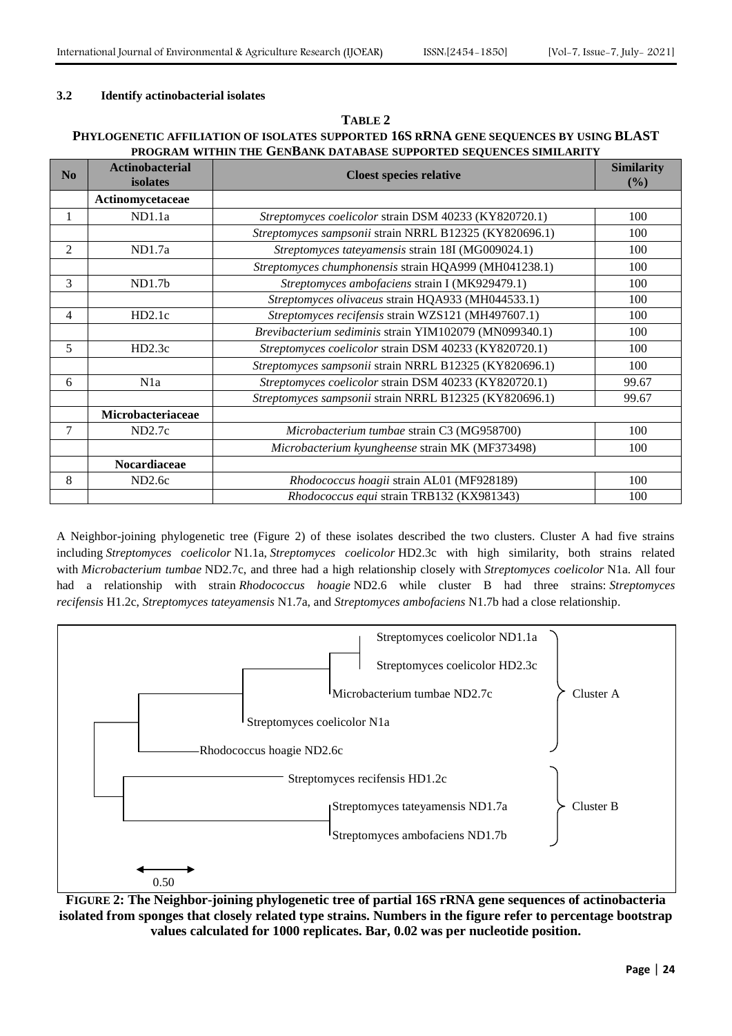### 3.2 Identify actinobacterial isolates

**TABLE 2**
**PHYLOGENETIC AFFILIATION OF ISOLATES SUPPORTED 16S RRNA GENE SEQUENCES BY USING BLAST PROGRAM WITHIN THE GENBANK DATABASE SUPPORTED SEQUENCES SIMILARITY**

| No | Actinobacterial isolates | Cloest species relative | Similarity (%) |
|---|---|---|---|
| | **Actinomycetaceae** | | |
| 1 | ND1.1a | *Streptomyces coelicolor* strain DSM 40233 (KY820720.1) | 100 |
| | | *Streptomyces sampsonii* strain NRRL B12325 (KY820696.1) | 100 |
| 2 | ND1.7a | *Streptomyces tateyamensis* strain 18I (MG009024.1) | 100 |
| | | *Streptomyces chumphonensis* strain HQA999 (MH041238.1) | 100 |
| 3 | ND1.7b | *Streptomyces ambofaciens* strain I (MK929479.1) | 100 |
| | | *Streptomyces olivaceus* strain HQA933 (MH044533.1) | 100 |
| 4 | HD2.1c | *Streptomyces recifensis* strain WZS121 (MH497607.1) | 100 |
| | | *Brevibacterium sediminis* strain YIM102079 (MN099340.1) | 100 |
| 5 | HD2.3c | *Streptomyces coelicolor* strain DSM 40233 (KY820720.1) | 100 |
| | | *Streptomyces sampsonii* strain NRRL B12325 (KY820696.1) | 100 |
| 6 | N1a | *Streptomyces coelicolor* strain DSM 40233 (KY820720.1) | 99.67 |
| | | *Streptomyces sampsonii* strain NRRL B12325 (KY820696.1) | 99.67 |
| | **Microbacteriaceae** | | |
| 7 | ND2.7c | *Microbacterium tumbae* strain C3 (MG958700) | 100 |
| | | *Microbacterium kyungheense* strain MK (MF373498) | 100 |
| | **Nocardiaceae** | | |
| 8 | ND2.6c | *Rhodococcus hoagii* strain AL01 (MF928189) | 100 |
| | | *Rhodococcus equi* strain TRB132 (KX981343) | 100 |

A Neighbor-joining phylogenetic tree (Figure 2) of these isolates described the two clusters. Cluster A had five strains including *Streptomyces coelicolor* N1.1a, *Streptomyces coelicolor* HD2.3c with high similarity, both strains related with *Microbacterium tumbae* ND2.7c, and three had a high relationship closely with *Streptomyces coelicolor* N1a. All four had a relationship with strain *Rhodococcus hoagie* ND2.6 while cluster B had three strains: *Streptomyces recifensis* H1.2c, *Streptomyces tateyamensis* N1.7a, and *Streptomyces ambofaciens* N1.7b had a close relationship.

**FIGURE 2: The Neighbor-joining phylogenetic tree of partial 16S rRNA gene sequences of actinobacteria isolated from sponges that closely related type strains. Numbers in the figure refer to percentage bootstrap values calculated for 1000 replicates. Bar, 0.02 was per nucleotide position.**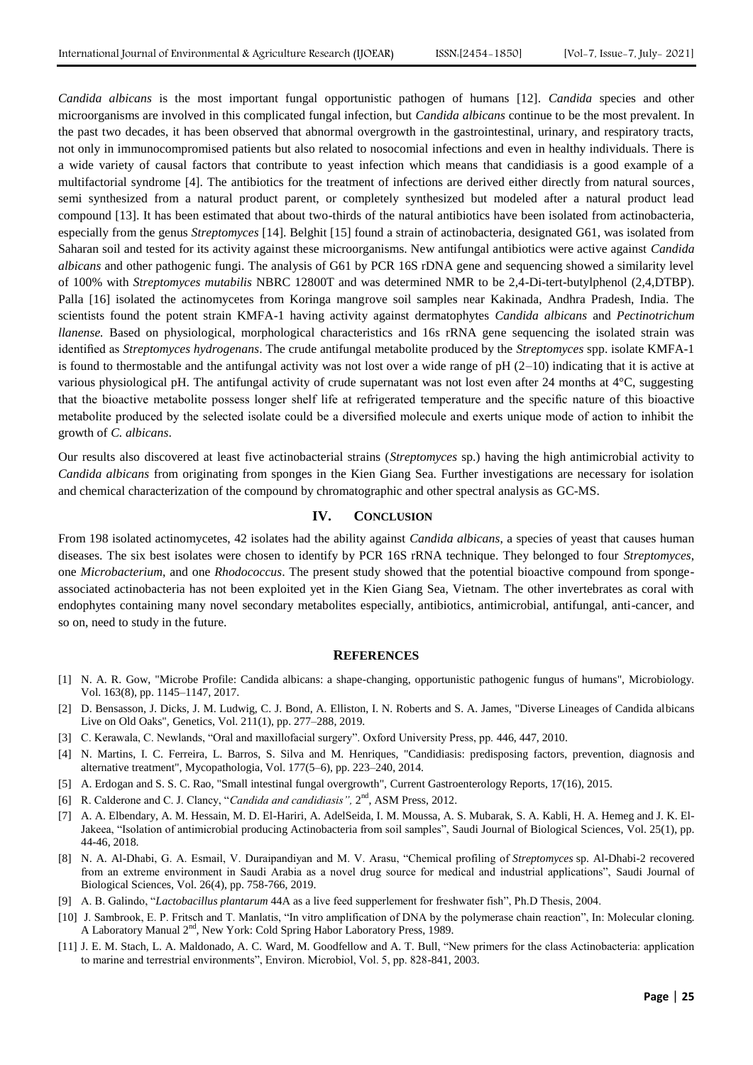*Candida albicans* is the most important fungal opportunistic pathogen of humans [12]. *Candida* species and other microorganisms are involved in this complicated fungal infection, but *Candida albicans* continue to be the most prevalent. In the past two decades, it has been observed that abnormal overgrowth in the gastrointestinal, urinary, and respiratory tracts, not only in immunocompromised patients but also related to nosocomial infections and even in healthy individuals. There is a wide variety of causal factors that contribute to yeast infection which means that candidiasis is a good example of a multifactorial syndrome [4]. The antibiotics for the treatment of infections are derived either directly from natural sources, semi synthesized from a natural product parent, or completely synthesized but modeled after a natural product lead compound [13]. It has been estimated that about two-thirds of the natural antibiotics have been isolated from actinobacteria, especially from the genus *Streptomyces* [14]. Belghit [15] found a strain of actinobacteria, designated G61, was isolated from Saharan soil and tested for its activity against these microorganisms. New antifungal antibiotics were active against *Candida albicans* and other pathogenic fungi. The analysis of G61 by PCR 16S rDNA gene and sequencing showed a similarity level of 100% with *Streptomyces mutabilis* NBRC 12800T and was determined NMR to be 2,4-Di-tert-butylphenol (2,4,DTBP). Palla [16] isolated the actinomycetes from Koringa mangrove soil samples near Kakinada, Andhra Pradesh, India. The scientists found the potent strain KMFA-1 having activity against dermatophytes *Candida albicans* and *Pectinotrichum llanense.* Based on physiological, morphological characteristics and 16s rRNA gene sequencing the isolated strain was identified as *Streptomyces hydrogenans*. The crude antifungal metabolite produced by the *Streptomyces* spp. isolate KMFA-1 is found to thermostable and the antifungal activity was not lost over a wide range of pH (2–10) indicating that it is active at various physiological pH. The antifungal activity of crude supernatant was not lost even after 24 months at 4°C, suggesting that the bioactive metabolite possess longer shelf life at refrigerated temperature and the specific nature of this bioactive metabolite produced by the selected isolate could be a diversified molecule and exerts unique mode of action to inhibit the growth of *C. albicans*.

Our results also discovered at least five actinobacterial strains (*Streptomyces* sp.) having the high antimicrobial activity to *Candida albicans* from originating from sponges in the Kien Giang Sea. Further investigations are necessary for isolation and chemical characterization of the compound by chromatographic and other spectral analysis as GC-MS.

## IV. CONCLUSION

From 198 isolated actinomycetes, 42 isolates had the ability against *Candida albicans*, a species of yeast that causes human diseases. The six best isolates were chosen to identify by PCR 16S rRNA technique. They belonged to four *Streptomyces*, one *Microbacterium*, and one *Rhodococcus*. The present study showed that the potential bioactive compound from sponge-associated actinobacteria has not been exploited yet in the Kien Giang Sea, Vietnam. The other invertebrates as coral with endophytes containing many novel secondary metabolites especially, antibiotics, antimicrobial, antifungal, anti-cancer, and so on, need to study in the future.

## REFERENCES

[1] N. A. R. Gow, "Microbe Profile: Candida albicans: a shape-changing, opportunistic pathogenic fungus of humans", Microbiology. Vol. 163(8), pp. 1145–1147, 2017.

[2] D. Bensasson, J. Dicks, J. M. Ludwig, C. J. Bond, A. Elliston, I. N. Roberts and S. A. James, "Diverse Lineages of Candida albicans Live on Old Oaks", Genetics, Vol. 211(1), pp. 277–288, 2019.

[3] C. Kerawala, C. Newlands, "Oral and maxillofacial surgery". Oxford University Press, pp. 446, 447, 2010.

[4] N. Martins, I. C. Ferreira, L. Barros, S. Silva and M. Henriques, "Candidiasis: predisposing factors, prevention, diagnosis and alternative treatment", Mycopathologia, Vol. 177(5–6), pp. 223–240, 2014.

[5] A. Erdogan and S. S. C. Rao, "Small intestinal fungal overgrowth", Current Gastroenterology Reports, 17(16), 2015.

[6] R. Calderone and C. J. Clancy, "*Candida and candidiasis",* 2nd, ASM Press, 2012.

[7] A. A. Elbendary, A. M. Hessain, M. D. El-Hariri, A. AdelSeida, I. M. Moussa, A. S. Mubarak, S. A. Kabli, H. A. Hemeg and J. K. El-Jakeea, "Isolation of antimicrobial producing Actinobacteria from soil samples", Saudi Journal of Biological Sciences, Vol. 25(1), pp. 44-46, 2018.

[8] N. A. Al-Dhabi, G. A. Esmail, V. Duraipandiyan and M. V. Arasu, "Chemical profiling of *Streptomyces* sp. Al-Dhabi-2 recovered from an extreme environment in Saudi Arabia as a novel drug source for medical and industrial applications", Saudi Journal of Biological Sciences, Vol. 26(4), pp. 758-766, 2019.

[9] A. B. Galindo, "*Lactobacillus plantarum* 44A as a live feed supperlement for freshwater fish", Ph.D Thesis, 2004.

[10] J. Sambrook, E. P. Fritsch and T. Manlatis, "In vitro amplification of DNA by the polymerase chain reaction", In: Molecular cloning. A Laboratory Manual 2nd, New York: Cold Spring Habor Laboratory Press, 1989.

[11] J. E. M. Stach, L. A. Maldonado, A. C. Ward, M. Goodfellow and A. T. Bull, "New primers for the class Actinobacteria: application to marine and terrestrial environments", Environ. Microbiol, Vol. 5, pp. 828-841, 2003.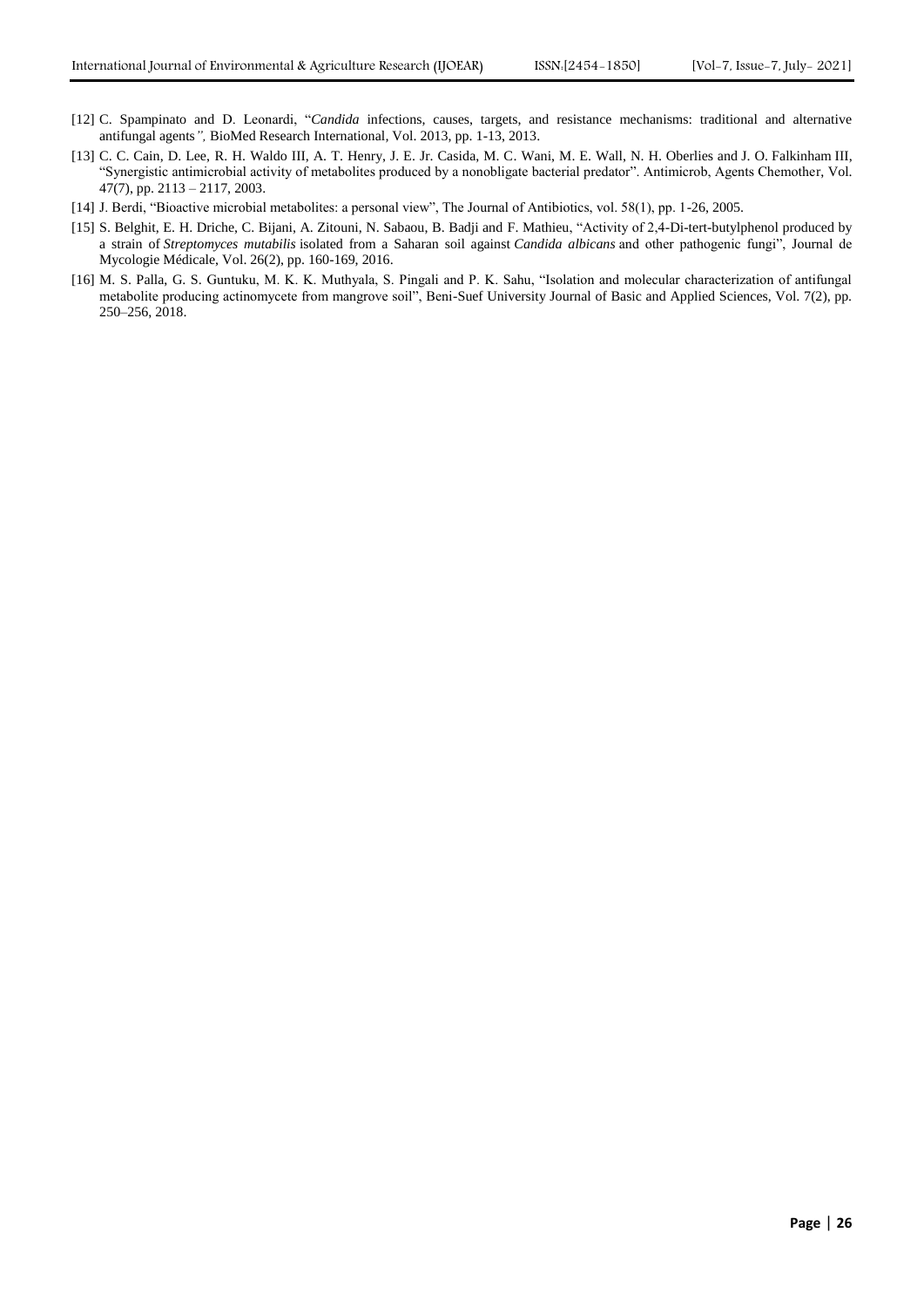[12] C. Spampinato and D. Leonardi, "*Candida* infections, causes, targets, and resistance mechanisms: traditional and alternative antifungal agents*",* BioMed Research International, Vol. 2013, pp. 1-13, 2013.

[13] C. C. Cain, D. Lee, R. H. Waldo III, A. T. Henry, J. E. Jr. Casida, M. C. Wani, M. E. Wall, N. H. Oberlies and J. O. Falkinham III, "Synergistic antimicrobial activity of metabolites produced by a nonobligate bacterial predator". Antimicrob, Agents Chemother, Vol. 47(7), pp. 2113 – 2117, 2003.

[14] J. Berdi, "Bioactive microbial metabolites: a personal view", The Journal of Antibiotics, vol. 58(1), pp. 1-26, 2005.

[15] S. Belghit, E. H. Driche, C. Bijani, A. Zitouni, N. Sabaou, B. Badji and F. Mathieu, "Activity of 2,4-Di-tert-butylphenol produced by a strain of *Streptomyces mutabilis* isolated from a Saharan soil against *Candida albicans* and other pathogenic fungi", Journal de Mycologie Médicale, Vol. 26(2), pp. 160-169, 2016.

[16] M. S. Palla, G. S. Guntuku, M. K. K. Muthyala, S. Pingali and P. K. Sahu, "Isolation and molecular characterization of antifungal metabolite producing actinomycete from mangrove soil", Beni-Suef University Journal of Basic and Applied Sciences, Vol. 7(2), pp. 250–256, 2018.